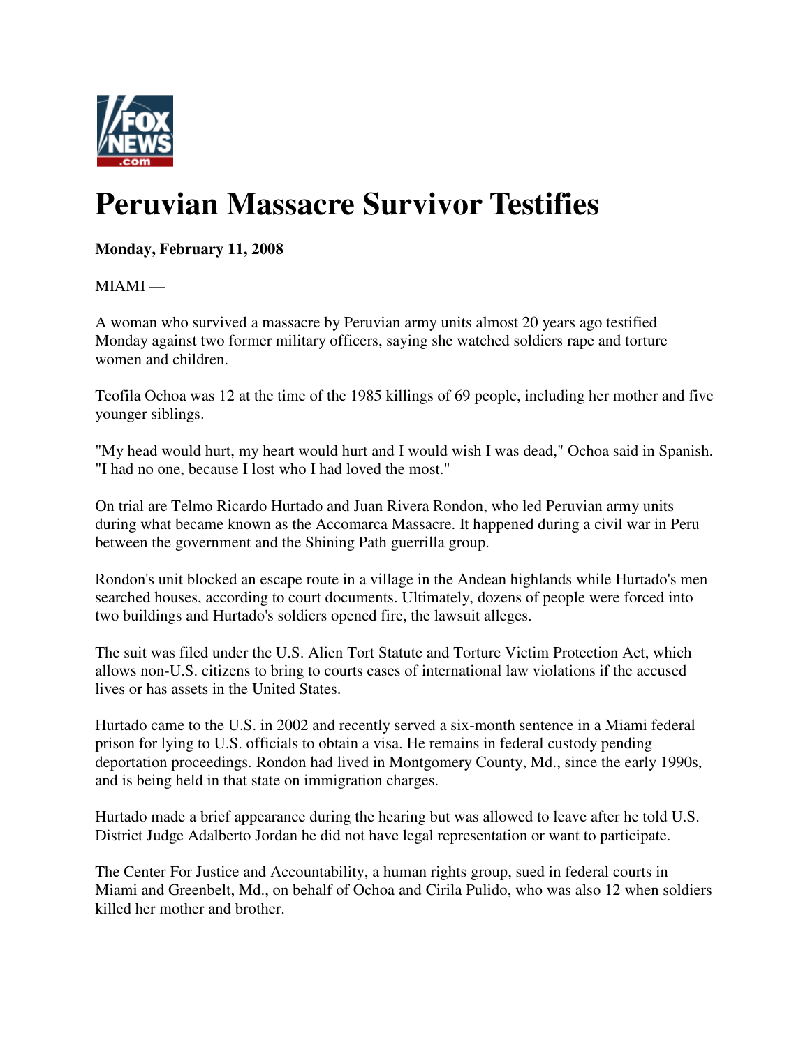# Peruvian Massacre Survivor Testifies

**Monday, February 11, 2008**

MIAMI —

A woman who survived a massacre by Peruvian army units almost 20 years ago testified Monday against two former military officers, saying she watched soldiers rape and torture women and children.

Teofila Ochoa was 12 at the time of the 1985 killings of 69 people, including her mother and five younger siblings.

"My head would hurt, my heart would hurt and I would wish I was dead," Ochoa said in Spanish. "I had no one, because I lost who I had loved the most."

On trial are Telmo Ricardo Hurtado and Juan Rivera Rondon, who led Peruvian army units during what became known as the Accomarca Massacre. It happened during a civil war in Peru between the government and the Shining Path guerrilla group.

Rondon's unit blocked an escape route in a village in the Andean highlands while Hurtado's men searched houses, according to court documents. Ultimately, dozens of people were forced into two buildings and Hurtado's soldiers opened fire, the lawsuit alleges.

The suit was filed under the U.S. Alien Tort Statute and Torture Victim Protection Act, which allows non-U.S. citizens to bring to courts cases of international law violations if the accused lives or has assets in the United States.

Hurtado came to the U.S. in 2002 and recently served a six-month sentence in a Miami federal prison for lying to U.S. officials to obtain a visa. He remains in federal custody pending deportation proceedings. Rondon had lived in Montgomery County, Md., since the early 1990s, and is being held in that state on immigration charges.

Hurtado made a brief appearance during the hearing but was allowed to leave after he told U.S. District Judge Adalberto Jordan he did not have legal representation or want to participate.

The Center For Justice and Accountability, a human rights group, sued in federal courts in Miami and Greenbelt, Md., on behalf of Ochoa and Cirila Pulido, who was also 12 when soldiers killed her mother and brother.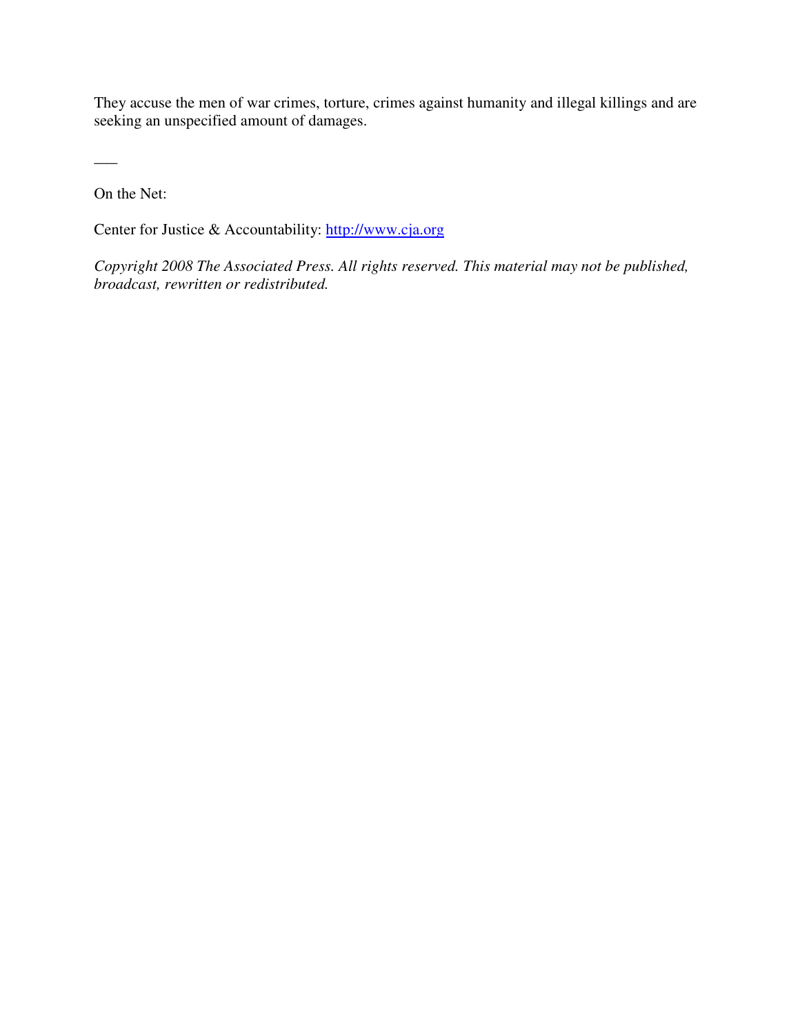They accuse the men of war crimes, torture, crimes against humanity and illegal killings and are seeking an unspecified amount of damages.

\_\_\_

On the Net:

Center for Justice & Accountability: [http://www.cja.org](http://www.cja.org)

*Copyright 2008 The Associated Press. All rights reserved. This material may not be published, broadcast, rewritten or redistributed.*